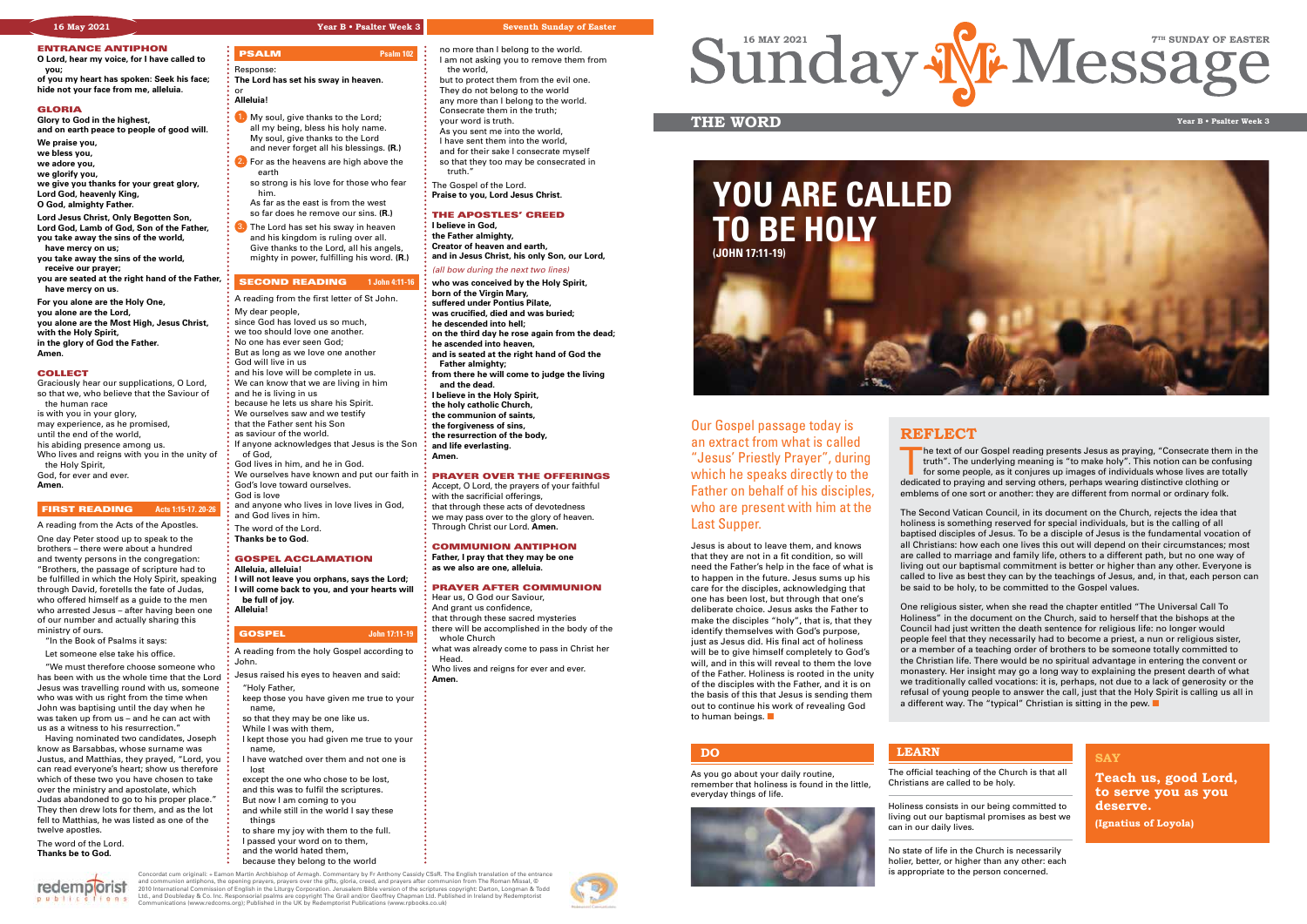## ENTRANCE ANTIPHON

**O Lord, hear my voice, for I have called to you;**
**of you my heart has spoken: Seek his face; hide not your face from me, alleluia.**

## GLORIA

**Glory to God in the highest,**
**and on earth peace to people of good will.**

**We praise you,**
**we bless you,**
**we adore you,**
**we glorify you,**
**we give you thanks for your great glory,**
**Lord God, heavenly King,**
**O God, almighty Father.**

**Lord Jesus Christ, Only Begotten Son,**
**Lord God, Lamb of God, Son of the Father,**
**you take away the sins of the world,**
**have mercy on us;**
**you take away the sins of the world,**
**receive our prayer;**
**you are seated at the right hand of the Father,**
**have mercy on us.**

**For you alone are the Holy One,**
**you alone are the Lord,**
**you alone are the Most High, Jesus Christ,**
**with the Holy Spirit,**
**in the glory of God the Father.**
**Amen.**

## COLLECT

Graciously hear our supplications, O Lord,
so that we, who believe that the Saviour of the human race
is with you in your glory,
may experience, as he promised,
until the end of the world,
his abiding presence among us.
Who lives and reigns with you in the unity of the Holy Spirit,
God, for ever and ever.
**Amen.**

## FIRST READING — Acts 1:15-17. 20-26

A reading from the Acts of the Apostles.

One day Peter stood up to speak to the brothers – there were about a hundred and twenty persons in the congregation: "Brothers, the passage of scripture had to be fulfilled in which the Holy Spirit, speaking through David, foretells the fate of Judas, who offered himself as a guide to the men who arrested Jesus – after having been one of our number and actually sharing this ministry of ours.

"In the Book of Psalms it says:

Let someone else take his office.

"We must therefore choose someone who has been with us the whole time that the Lord Jesus was travelling round with us, someone who was with us right from the time when John was baptising until the day when he was taken up from us – and he can act with us as a witness to his resurrection."

Having nominated two candidates, Joseph know as Barsabbas, whose surname was Justus, and Matthias, they prayed, "Lord, you can read everyone's heart; show us therefore which of these two you have chosen to take over the ministry and apostolate, which Judas abandoned to go to his proper place." They then drew lots for them, and as the lot fell to Matthias, he was listed as one of the twelve apostles.

The word of the Lord.
**Thanks be to God.**

## PSALM — Psalm 102

Response:
**The Lord has set his sway in heaven.**
or
**Alleluia!**

1. My soul, give thanks to the Lord;
all my being, bless his holy name.
My soul, give thanks to the Lord
and never forget all his blessings. **(R.)**

2. For as the heavens are high above the earth
so strong is his love for those who fear him.
As far as the east is from the west
so far does he remove our sins. **(R.)**

3. The Lord has set his sway in heaven
and his kingdom is ruling over all.
Give thanks to the Lord, all his angels,
mighty in power, fulfilling his word. **(R.)**

## SECOND READING — 1 John 4:11-16

A reading from the first letter of St John.

My dear people,
since God has loved us so much,
we too should love one another.
No one has ever seen God;
But as long as we love one another
God will live in us
and his love will be complete in us.
We can know that we are living in him
and he is living in us
because he lets us share his Spirit.
We ourselves saw and we testify
that the Father sent his Son
as saviour of the world.
If anyone acknowledges that Jesus is the Son of God,
God lives in him, and he in God.
We ourselves have known and put our faith in God's love toward ourselves.
God is love
and anyone who lives in love lives in God,
and God lives in him.

The word of the Lord.
**Thanks be to God.**

## GOSPEL ACCLAMATION

**Alleluia, alleluia!**
**I will not leave you orphans, says the Lord;**
**I will come back to you, and your hearts will be full of joy.**
**Alleluia!**

## GOSPEL — John 17:11-19

A reading from the holy Gospel according to John.

Jesus raised his eyes to heaven and said:
"Holy Father,
keep those you have given me true to your name,
so that they may be one like us.
While I was with them,
I kept those you had given me true to your name,
I have watched over them and not one is lost
except the one who chose to be lost,
and this was to fulfil the scriptures.
But now I am coming to you
and while still in the world I say these things
to share my joy with them to the full.
I passed your word on to them,
and the world hated them,
because they belong to the world
no more than I belong to the world.
I am not asking you to remove them from the world,
but to protect them from the evil one.
They do not belong to the world
any more than I belong to the world.
Consecrate them in the truth;
your word is truth.
As you sent me into the world,
I have sent them into the world,
and for their sake I consecrate myself
so that they too may be consecrated in truth."

The Gospel of the Lord.
**Praise to you, Lord Jesus Christ.**

## THE APOSTLES' CREED

**I believe in God,**
**the Father almighty,**
**Creator of heaven and earth,**
**and in Jesus Christ, his only Son, our Lord,**
*(all bow during the next two lines)*
**who was conceived by the Holy Spirit,**
**born of the Virgin Mary,**
**suffered under Pontius Pilate,**
**was crucified, died and was buried;**
**he descended into hell;**
**on the third day he rose again from the dead;**
**he ascended into heaven,**
**and is seated at the right hand of God the Father almighty;**
**from there he will come to judge the living and the dead.**
**I believe in the Holy Spirit,**
**the holy catholic Church,**
**the communion of saints,**
**the forgiveness of sins,**
**the resurrection of the body,**
**and life everlasting.**
**Amen.**

## PRAYER OVER THE OFFERINGS

Accept, O Lord, the prayers of your faithful
with the sacrificial offerings,
that through these acts of devotedness
we may pass over to the glory of heaven.
Through Christ our Lord. **Amen.**

## COMMUNION ANTIPHON

**Father, I pray that they may be one**
**as we also are one, alleluia.**

## PRAYER AFTER COMMUNION

Hear us, O God our Saviour,
And grant us confidence,
that through these sacred mysteries
there will be accomplished in the body of the whole Church
what was already come to pass in Christ her Head.
Who lives and reigns for ever and ever.
**Amen.**

# Sunday Message

16 MAY 2021 — 7TH SUNDAY OF EASTER

## THE WORD

Year B • Psalter Week 3

# YOU ARE CALLED TO BE HOLY

**(JOHN 17:11-19)**

Our Gospel passage today is an extract from what is called "Jesus' Priestly Prayer", during which he speaks directly to the Father on behalf of his disciples, who are present with him at the Last Supper.

Jesus is about to leave them, and knows that they are not in a fit condition, so will need the Father's help in the face of what is to happen in the future. Jesus sums up his care for the disciples, acknowledging that one has been lost, but through that one's deliberate choice. Jesus asks the Father to make the disciples "holy", that is, that they identify themselves with God's purpose, just as Jesus did. His final act of holiness will be to give himself completely to God's will, and in this will reveal to them the love of the Father. Holiness is rooted in the unity of the disciples with the Father, and it is on the basis of this that Jesus is sending them out to continue his work of revealing God to human beings. ■

## REFLECT

The text of our Gospel reading presents Jesus as praying, "Consecrate them in the truth". The underlying meaning is "to make holy". This notion can be confusing for some people, as it conjures up images of individuals whose lives are totally dedicated to praying and serving others, perhaps wearing distinctive clothing or emblems of one sort or another: they are different from normal or ordinary folk.

The Second Vatican Council, in its document on the Church, rejects the idea that holiness is something reserved for special individuals, but is the calling of all baptised disciples of Jesus. To be a disciple of Jesus is the fundamental vocation of all Christians: how each one lives this out will depend on their circumstances; most are called to marriage and family life, others to a different path, but no one way of living out our baptismal commitment is better or higher than any other. Everyone is called to live as best they can by the teachings of Jesus, and, in that, each person can be said to be holy, to be committed to the Gospel values.

One religious sister, when she read the chapter entitled "The Universal Call To Holiness" in the document on the Church, said to herself that the bishops at the Council had just written the death sentence for religious life: no longer would people feel that they necessarily had to become a priest, a nun or religious sister, or a member of a teaching order of brothers to be someone totally committed to the Christian life. There would be no spiritual advantage in entering the convent or monastery. Her insight may go a long way to explaining the present dearth of what we traditionally called vocations: it is, perhaps, not due to a lack of generosity or the refusal of young people to answer the call, just that the Holy Spirit is calling us all in a different way. The "typical" Christian is sitting in the pew. ■

## DO

As you go about your daily routine, remember that holiness is found in the little, everyday things of life.

## LEARN

The official teaching of the Church is that all Christians are called to be holy.

Holiness consists in our being committed to living out our baptismal promises as best we can in our daily lives.

No state of life in the Church is necessarily holier, better, or higher than any other: each is appropriate to the person concerned.

## SAY

**Teach us, good Lord, to serve you as you deserve.**

**(Ignatius of Loyola)**

Concordat cum originali: + Eamon Martin Archbishop of Armagh. Commentary by Fr Anthony Cassidy CSsR. The English translation of the entrance and communion antiphons, the opening prayers, prayers over the gifts, gloria, creed, and prayers after communion from The Roman Missal, © 2010 International Commission of English in the Liturgy Corporation. Jerusalem Bible version of the scriptures copyright: Darton, Longman & Todd Ltd., and Doubleday & Co. Inc. Responsorial psalms are copyright The Grail and/or Geoffrey Chapman Ltd. Published in Ireland by Redemptorist Communications (www.redcoms.org); Published in the UK by Redemptorist Publications (www.rpbooks.co.uk)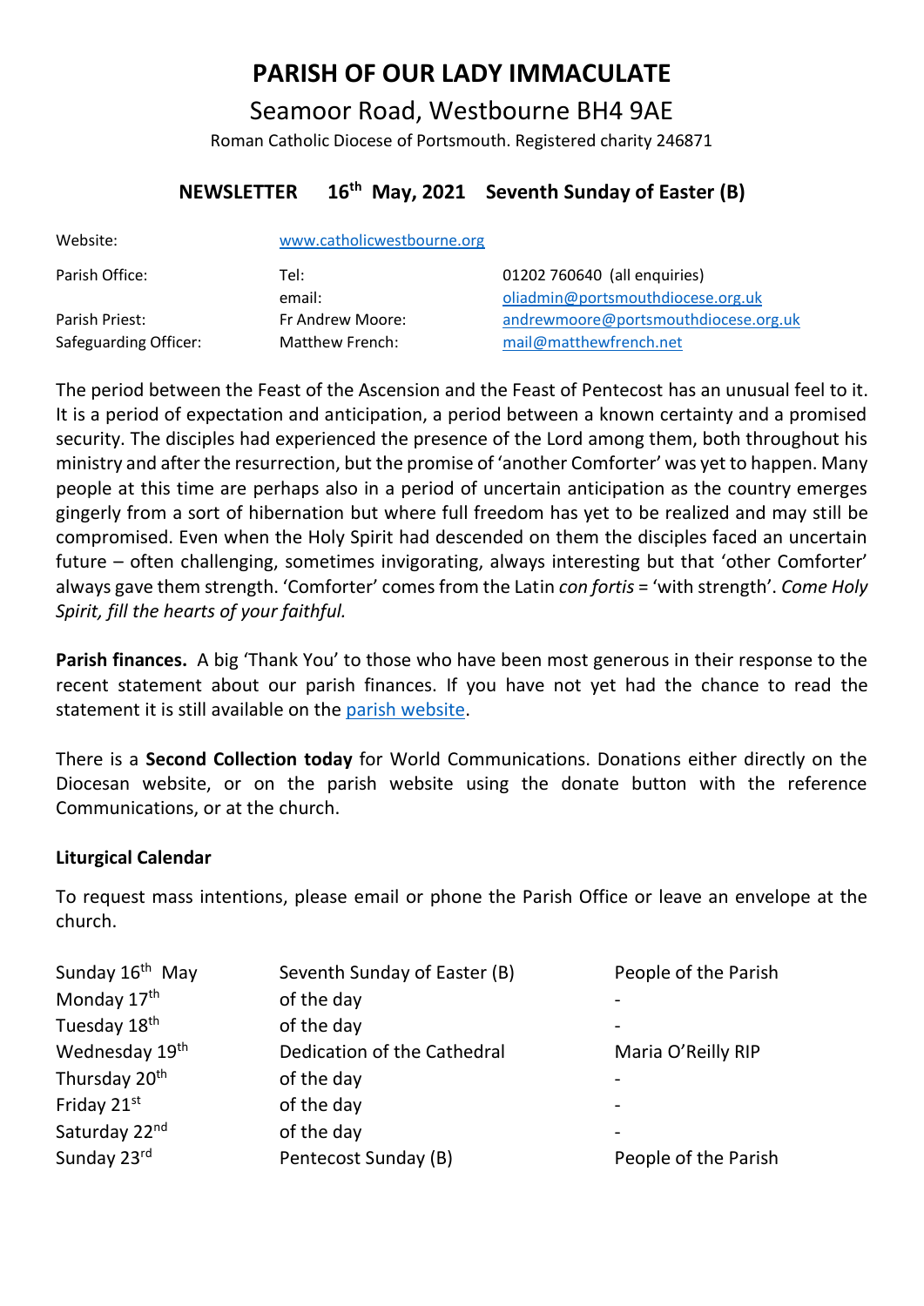# PARISH OF OUR LADY IMMACULATE

## Seamoor Road, Westbourne BH4 9AE

Roman Catholic Diocese of Portsmouth. Registered charity 246871

### NEWSLETTER 16th May, 2021 Seventh Sunday of Easter (B)

| | | |
|---|---|---|
| Website: | www.catholicwestbourne.org | |
| Parish Office: | Tel: | 01202 760640 (all enquiries) |
| | email: | oliadmin@portsmouthdiocese.org.uk |
| Parish Priest: | Fr Andrew Moore: | andrewmoore@portsmouthdiocese.org.uk |
| Safeguarding Officer: | Matthew French: | mail@matthewfrench.net |

The period between the Feast of the Ascension and the Feast of Pentecost has an unusual feel to it. It is a period of expectation and anticipation, a period between a known certainty and a promised security. The disciples had experienced the presence of the Lord among them, both throughout his ministry and after the resurrection, but the promise of 'another Comforter' was yet to happen. Many people at this time are perhaps also in a period of uncertain anticipation as the country emerges gingerly from a sort of hibernation but where full freedom has yet to be realized and may still be compromised. Even when the Holy Spirit had descended on them the disciples faced an uncertain future – often challenging, sometimes invigorating, always interesting but that 'other Comforter' always gave them strength. 'Comforter' comes from the Latin *con fortis* = 'with strength'. *Come Holy Spirit, fill the hearts of your faithful.*

**Parish finances.** A big 'Thank You' to those who have been most generous in their response to the recent statement about our parish finances. If you have not yet had the chance to read the statement it is still available on the parish website.

There is a **Second Collection today** for World Communications. Donations either directly on the Diocesan website, or on the parish website using the donate button with the reference Communications, or at the church.

**Liturgical Calendar**

To request mass intentions, please email or phone the Parish Office or leave an envelope at the church.

| | | |
|---|---|---|
| Sunday 16th May | Seventh Sunday of Easter (B) | People of the Parish |
| Monday 17th | of the day | - |
| Tuesday 18th | of the day | - |
| Wednesday 19th | Dedication of the Cathedral | Maria O'Reilly RIP |
| Thursday 20th | of the day | - |
| Friday 21st | of the day | - |
| Saturday 22nd | of the day | - |
| Sunday 23rd | Pentecost Sunday (B) | People of the Parish |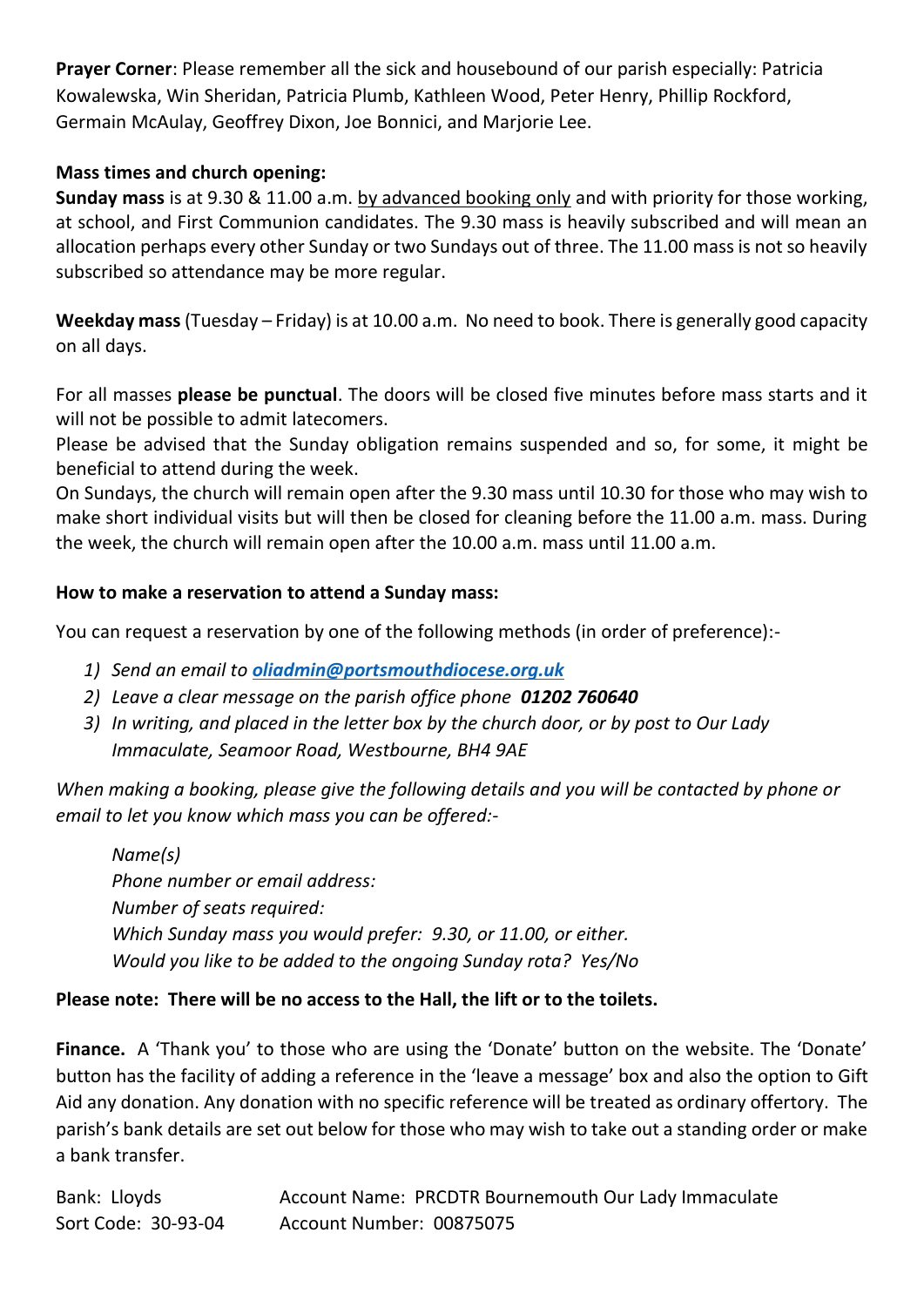**Prayer Corner**: Please remember all the sick and housebound of our parish especially: Patricia Kowalewska, Win Sheridan, Patricia Plumb, Kathleen Wood, Peter Henry, Phillip Rockford, Germain McAulay, Geoffrey Dixon, Joe Bonnici, and Marjorie Lee.

**Mass times and church opening:**

**Sunday mass** is at 9.30 & 11.00 a.m. by advanced booking only and with priority for those working, at school, and First Communion candidates. The 9.30 mass is heavily subscribed and will mean an allocation perhaps every other Sunday or two Sundays out of three. The 11.00 mass is not so heavily subscribed so attendance may be more regular.

**Weekday mass** (Tuesday – Friday) is at 10.00 a.m. No need to book. There is generally good capacity on all days.

For all masses **please be punctual**. The doors will be closed five minutes before mass starts and it will not be possible to admit latecomers.

Please be advised that the Sunday obligation remains suspended and so, for some, it might be beneficial to attend during the week.

On Sundays, the church will remain open after the 9.30 mass until 10.30 for those who may wish to make short individual visits but will then be closed for cleaning before the 11.00 a.m. mass. During the week, the church will remain open after the 10.00 a.m. mass until 11.00 a.m.

**How to make a reservation to attend a Sunday mass:**

You can request a reservation by one of the following methods (in order of preference):-

1) *Send an email to **oliadmin@portsmouthdiocese.org.uk***
2) *Leave a clear message on the parish office phone **01202 760640***
3) *In writing, and placed in the letter box by the church door, or by post to Our Lady Immaculate, Seamoor Road, Westbourne, BH4 9AE*

*When making a booking, please give the following details and you will be contacted by phone or email to let you know which mass you can be offered:-*

*Name(s)*
*Phone number or email address:*
*Number of seats required:*
*Which Sunday mass you would prefer: 9.30, or 11.00, or either.*
*Would you like to be added to the ongoing Sunday rota? Yes/No*

**Please note: There will be no access to the Hall, the lift or to the toilets.**

**Finance.** A 'Thank you' to those who are using the 'Donate' button on the website. The 'Donate' button has the facility of adding a reference in the 'leave a message' box and also the option to Gift Aid any donation. Any donation with no specific reference will be treated as ordinary offertory. The parish's bank details are set out below for those who may wish to take out a standing order or make a bank transfer.

| | |
|---|---|
| Bank: Lloyds | Account Name: PRCDTR Bournemouth Our Lady Immaculate |
| Sort Code: 30-93-04 | Account Number: 00875075 |